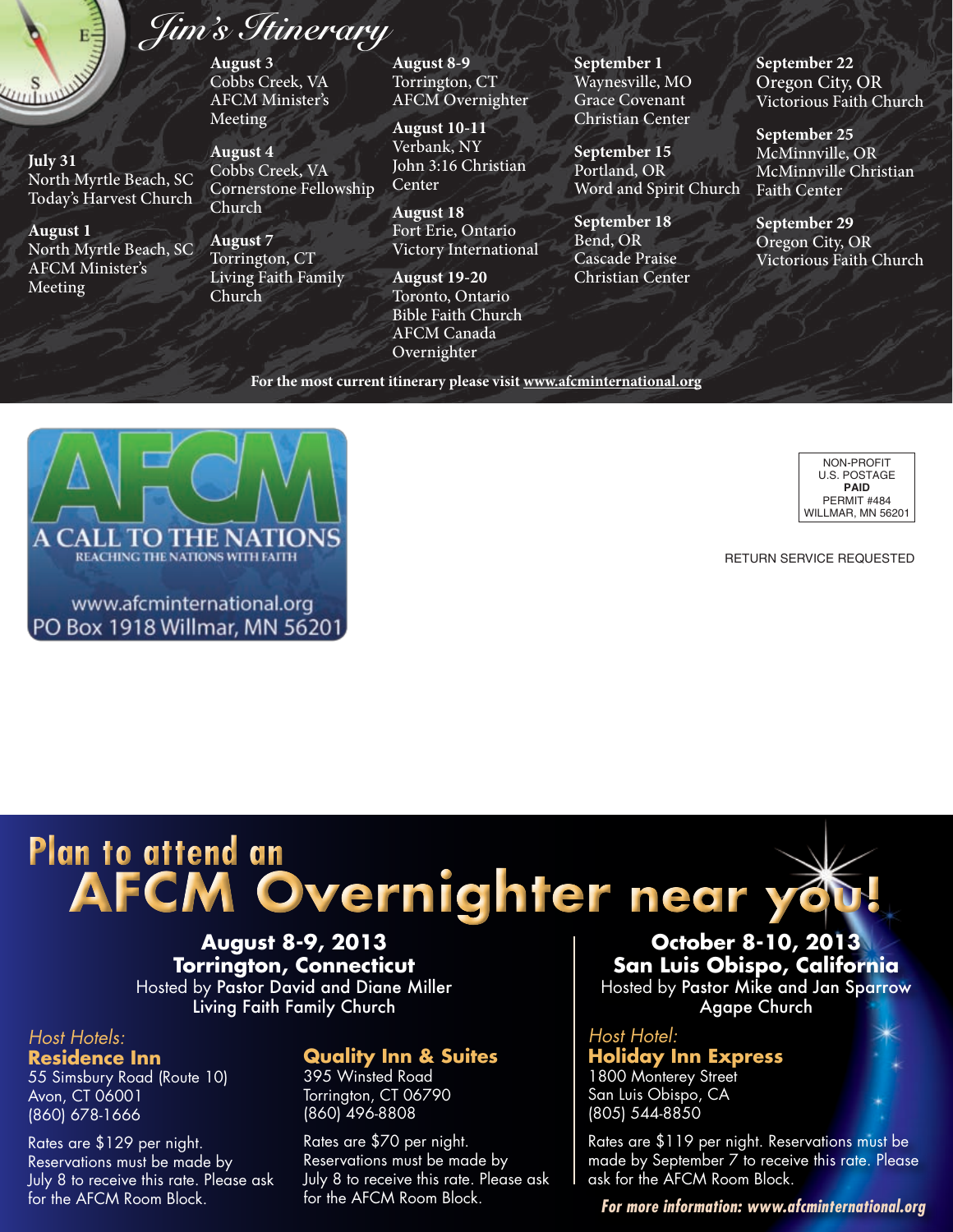# Jim's Itinerary

**July 31**
North Myrtle Beach, SC
Today's Harvest Church

**August 1**
North Myrtle Beach, SC
AFCM Minister's Meeting

**August 3**
Cobbs Creek, VA
AFCM Minister's Meeting

**August 4**
Cobbs Creek, VA
Cornerstone Fellowship Church

**August 7**
Torrington, CT
Living Faith Family Church

**August 8-9**
Torrington, CT
AFCM Overnighter

**August 10-11**
Verbank, NY
John 3:16 Christian Center

**August 18**
Fort Erie, Ontario
Victory International

**August 19-20**
Toronto, Ontario
Bible Faith Church
AFCM Canada Overnighter

**September 1**
Waynesville, MO
Grace Covenant Christian Center

**September 15**
Portland, OR
Word and Spirit Church

**September 18**
Bend, OR
Cascade Praise Christian Center

**September 22**
Oregon City, OR
Victorious Faith Church

**September 25**
McMinnville, OR
McMinnville Christian Faith Center

**September 29**
Oregon City, OR
Victorious Faith Church

**For the most current itinerary please visit www.afcminternational.org**

AFCM
A CALL TO THE NATIONS
REACHING THE NATIONS WITH FAITH
www.afcminternational.org
PO Box 1918 Willmar, MN 56201

NON-PROFIT
U.S. POSTAGE
**PAID**
PERMIT #484
WILLMAR, MN 56201

RETURN SERVICE REQUESTED

# Plan to attend an AFCM Overnighter near you!

## August 8-9, 2013
## Torrington, Connecticut
Hosted by Pastor David and Diane Miller
Living Faith Family Church

*Host Hotels:*

**Residence Inn**
55 Simsbury Road (Route 10)
Avon, CT 06001
(860) 678-1666

Rates are $129 per night. Reservations must be made by July 8 to receive this rate. Please ask for the AFCM Room Block.

**Quality Inn & Suites**
395 Winsted Road
Torrington, CT 06790
(860) 496-8808

Rates are $70 per night. Reservations must be made by July 8 to receive this rate. Please ask for the AFCM Room Block.

## October 8-10, 2013
## San Luis Obispo, California
Hosted by Pastor Mike and Jan Sparrow
Agape Church

*Host Hotel:*

**Holiday Inn Express**
1800 Monterey Street
San Luis Obispo, CA
(805) 544-8850

Rates are $119 per night. Reservations must be made by September 7 to receive this rate. Please ask for the AFCM Room Block.

***For more information: www.afcminternational.org***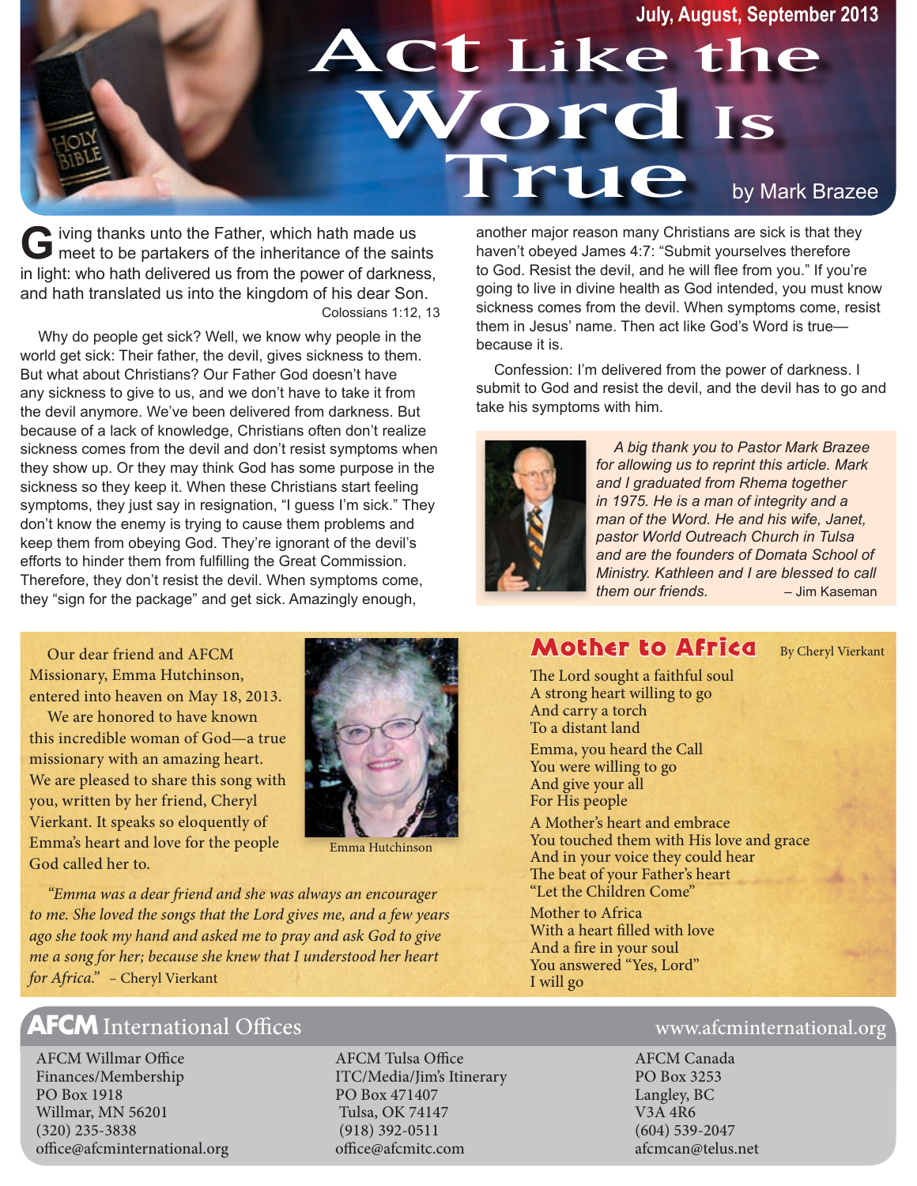July, August, September 2013

# Act Like the Word Is True

by Mark Brazee

Giving thanks unto the Father, which hath made us meet to be partakers of the inheritance of the saints in light: who hath delivered us from the power of darkness, and hath translated us into the kingdom of his dear Son.

Colossians 1:12, 13

Why do people get sick? Well, we know why people in the world get sick: Their father, the devil, gives sickness to them. But what about Christians? Our Father God doesn't have any sickness to give to us, and we don't have to take it from the devil anymore. We've been delivered from darkness. But because of a lack of knowledge, Christians often don't realize sickness comes from the devil and don't resist symptoms when they show up. Or they may think God has some purpose in the sickness so they keep it. When these Christians start feeling symptoms, they just say in resignation, "I guess I'm sick." They don't know the enemy is trying to cause them problems and keep them from obeying God. They're ignorant of the devil's efforts to hinder them from fulfilling the Great Commission. Therefore, they don't resist the devil. When symptoms come, they "sign for the package" and get sick. Amazingly enough, another major reason many Christians are sick is that they haven't obeyed James 4:7: "Submit yourselves therefore to God. Resist the devil, and he will flee from you." If you're going to live in divine health as God intended, you must know sickness comes from the devil. When symptoms come, resist them in Jesus' name. Then act like God's Word is true—because it is.

Confession: I'm delivered from the power of darkness. I submit to God and resist the devil, and the devil has to go and take his symptoms with him.

*A big thank you to Pastor Mark Brazee for allowing us to reprint this article. Mark and I graduated from Rhema together in 1975. He is a man of integrity and a man of the Word. He and his wife, Janet, pastor World Outreach Church in Tulsa and are the founders of Domata School of Ministry. Kathleen and I are blessed to call them our friends.* – Jim Kaseman

Our dear friend and AFCM Missionary, Emma Hutchinson, entered into heaven on May 18, 2013.

We are honored to have known this incredible woman of God—a true missionary with an amazing heart. We are pleased to share this song with you, written by her friend, Cheryl Vierkant. It speaks so eloquently of Emma's heart and love for the people God called her to.

Emma Hutchinson

*"Emma was a dear friend and she was always an encourager to me. She loved the songs that the Lord gives me, and a few years ago she took my hand and asked me to pray and ask God to give me a song for her; because she knew that I understood her heart for Africa."* – Cheryl Vierkant

## Mother to Africa

By Cheryl Vierkant

The Lord sought a faithful soul
A strong heart willing to go
And carry a torch
To a distant land

Emma, you heard the Call
You were willing to go
And give your all
For His people

A Mother's heart and embrace
You touched them with His love and grace
And in your voice they could hear
The beat of your Father's heart
"Let the Children Come"

Mother to Africa
With a heart filled with love
And a fire in your soul
You answered "Yes, Lord"
I will go

## AFCM International Offices

www.afcminternational.org

AFCM Willmar Office
Finances/Membership
PO Box 1918
Willmar, MN 56201
(320) 235-3838
office@afcminternational.org

AFCM Tulsa Office
ITC/Media/Jim's Itinerary
PO Box 471407
Tulsa, OK 74147
(918) 392-0511
office@afcmitc.com

AFCM Canada
PO Box 3253
Langley, BC
V3A 4R6
(604) 539-2047
afcmcan@telus.net